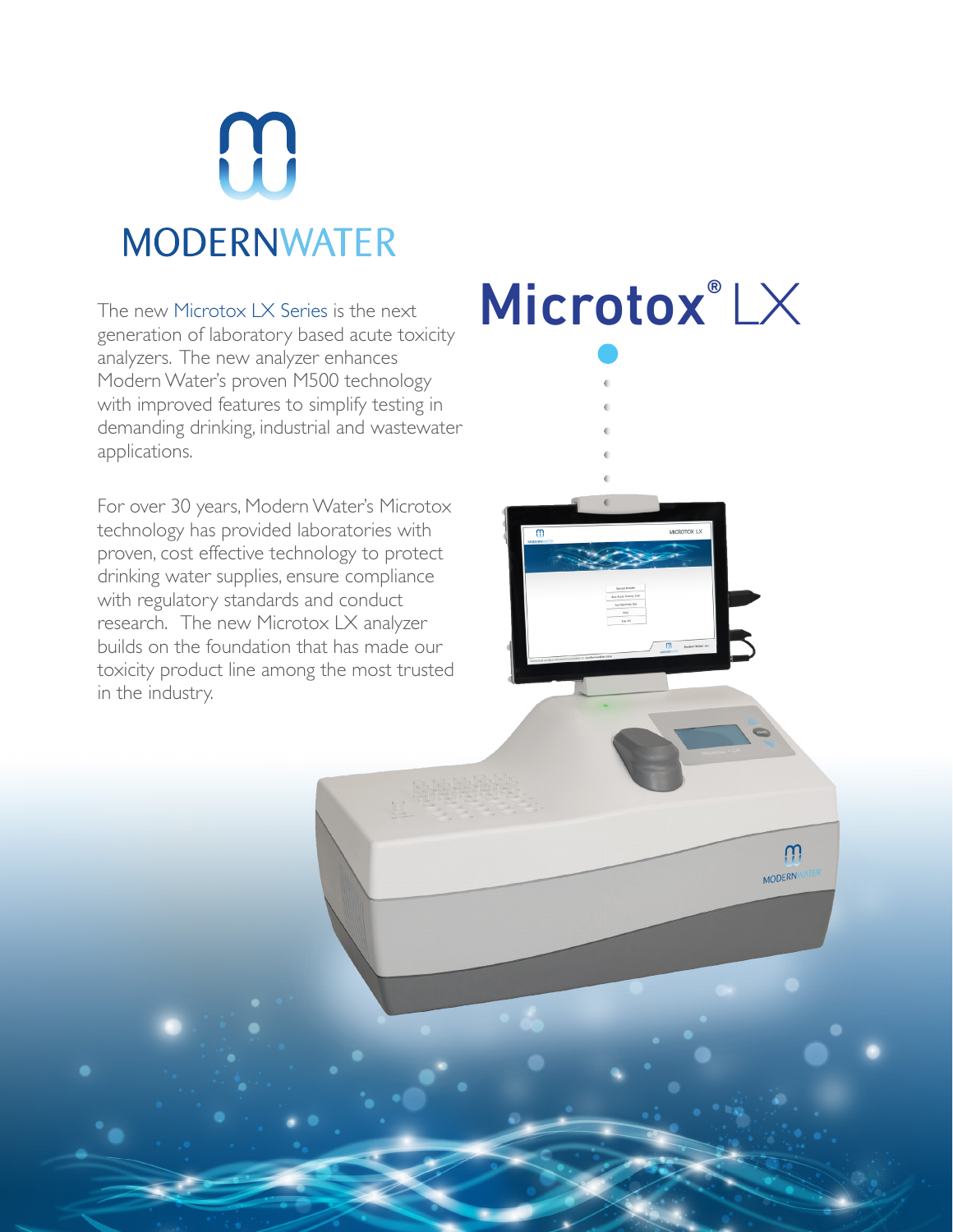# MODERNWATER

# Microtox® LX

The new Microtox LX Series is the next generation of laboratory based acute toxicity analyzers. The new analyzer enhances Modern Water's proven M500 technology with improved features to simplify testing in demanding drinking, industrial and wastewater applications.

For over 30 years, Modern Water's Microtox technology has provided laboratories with proven, cost effective technology to protect drinking water supplies, ensure compliance with regulatory standards and conduct research. The new Microtox LX analyzer builds on the foundation that has made our toxicity product line among the most trusted in the industry.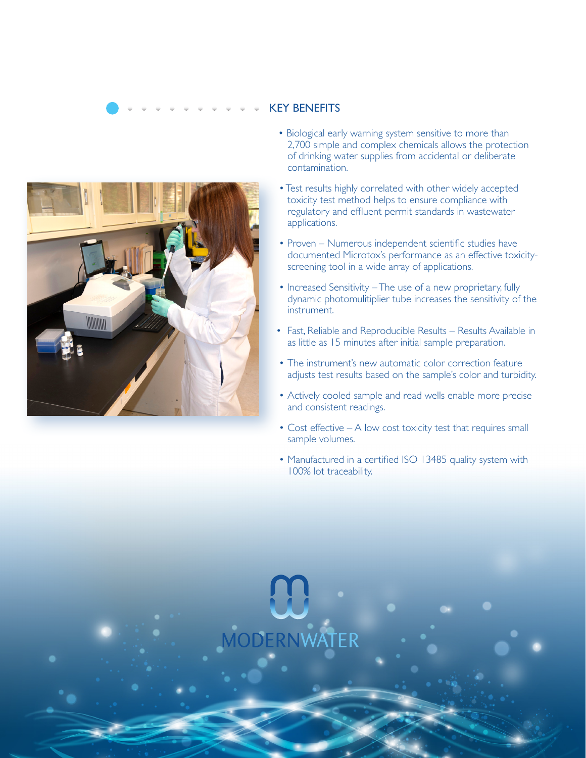## KEY BENEFITS

- Biological early warning system sensitive to more than 2,700 simple and complex chemicals allows the protection of drinking water supplies from accidental or deliberate contamination.
- Test results highly correlated with other widely accepted toxicity test method helps to ensure compliance with regulatory and effluent permit standards in wastewater applications.
- Proven – Numerous independent scientific studies have documented Microtox's performance as an effective toxicity-screening tool in a wide array of applications.
- Increased Sensitivity – The use of a new proprietary, fully dynamic photomulitiplier tube increases the sensitivity of the instrument.
- Fast, Reliable and Reproducible Results – Results Available in as little as 15 minutes after initial sample preparation.
- The instrument's new automatic color correction feature adjusts test results based on the sample's color and turbidity.
- Actively cooled sample and read wells enable more precise and consistent readings.
- Cost effective – A low cost toxicity test that requires small sample volumes.
- Manufactured in a certified ISO 13485 quality system with 100% lot traceability.

MODERNWATER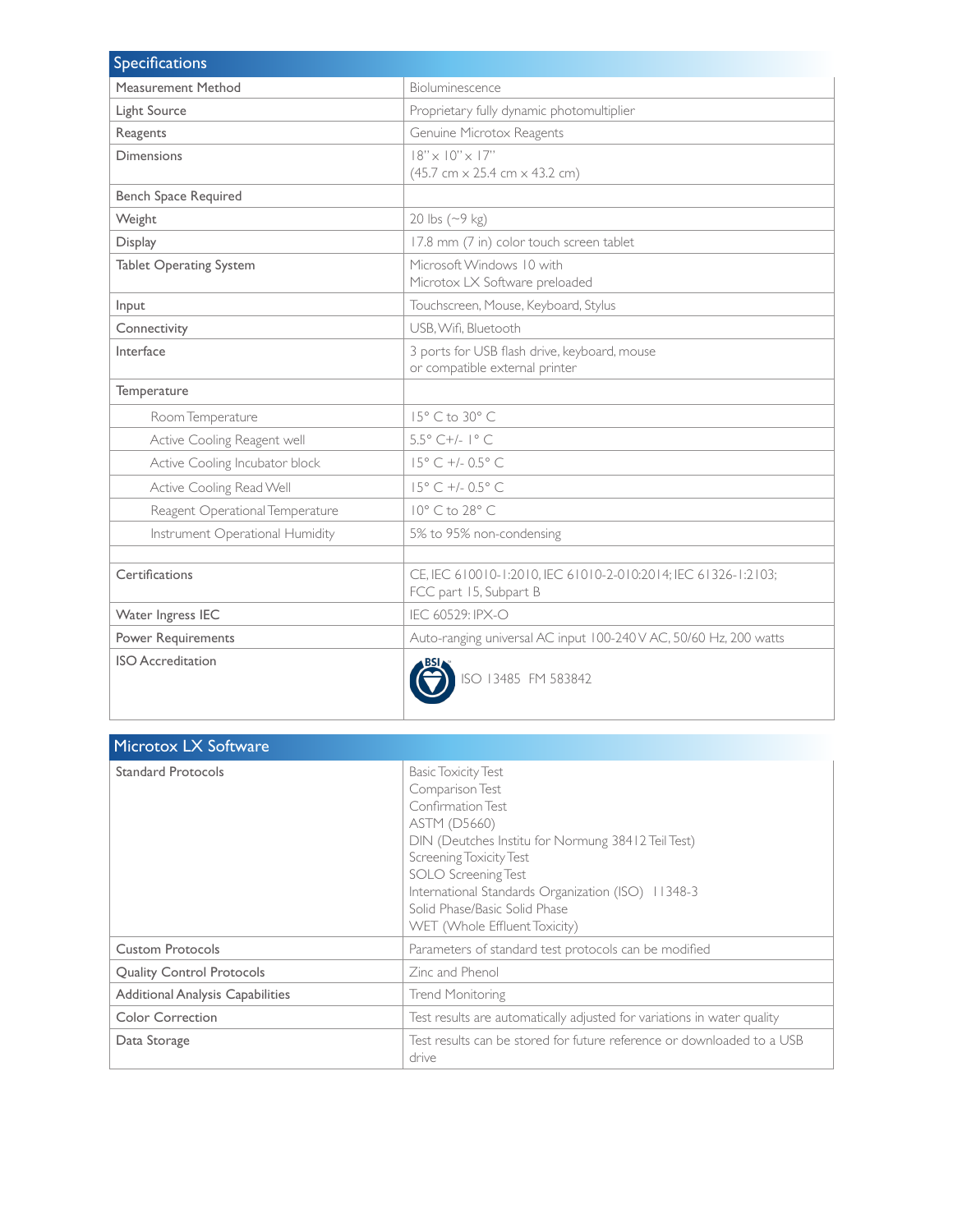| Specifications | |
|---|---|
| Measurement Method | Bioluminescence |
| Light Source | Proprietary fully dynamic photomultiplier |
| Reagents | Genuine Microtox Reagents |
| Dimensions | 18" x 10" x 17"<br>(45.7 cm x 25.4 cm x 43.2 cm) |
| Bench Space Required | |
| Weight | 20 lbs (~9 kg) |
| Display | 17.8 mm (7 in) color touch screen tablet |
| Tablet Operating System | Microsoft Windows 10 with<br>Microtox LX Software preloaded |
| Input | Touchscreen, Mouse, Keyboard, Stylus |
| Connectivity | USB, Wifi, Bluetooth |
| Interface | 3 ports for USB flash drive, keyboard, mouse<br>or compatible external printer |
| Temperature | |
| Room Temperature | 15° C to 30° C |
| Active Cooling Reagent well | 5.5° C+/- 1° C |
| Active Cooling Incubator block | 15° C +/- 0.5° C |
| Active Cooling Read Well | 15° C +/- 0.5° C |
| Reagent Operational Temperature | 10° C to 28° C |
| Instrument Operational Humidity | 5% to 95% non-condensing |
| | |
| Certifications | CE, IEC 610010-1:2010, IEC 61010-2-010:2014; IEC 61326-1:2103;<br>FCC part 15, Subpart B |
| Water Ingress IEC | IEC 60529: IPX-O |
| Power Requirements | Auto-ranging universal AC input 100-240 V AC, 50/60 Hz, 200 watts |
| ISO Accreditation | BSI ISO 13485 FM 583842 |

| Microtox LX Software | |
|---|---|
| Standard Protocols | Basic Toxicity Test<br>Comparison Test<br>Confirmation Test<br>ASTM (D5660)<br>DIN (Deutches Institu for Normung 38412 Teil Test)<br>Screening Toxicity Test<br>SOLO Screening Test<br>International Standards Organization (ISO) 11348-3<br>Solid Phase/Basic Solid Phase<br>WET (Whole Effluent Toxicity) |
| Custom Protocols | Parameters of standard test protocols can be modified |
| Quality Control Protocols | Zinc and Phenol |
| Additional Analysis Capabilities | Trend Monitoring |
| Color Correction | Test results are automatically adjusted for variations in water quality |
| Data Storage | Test results can be stored for future reference or downloaded to a USB drive |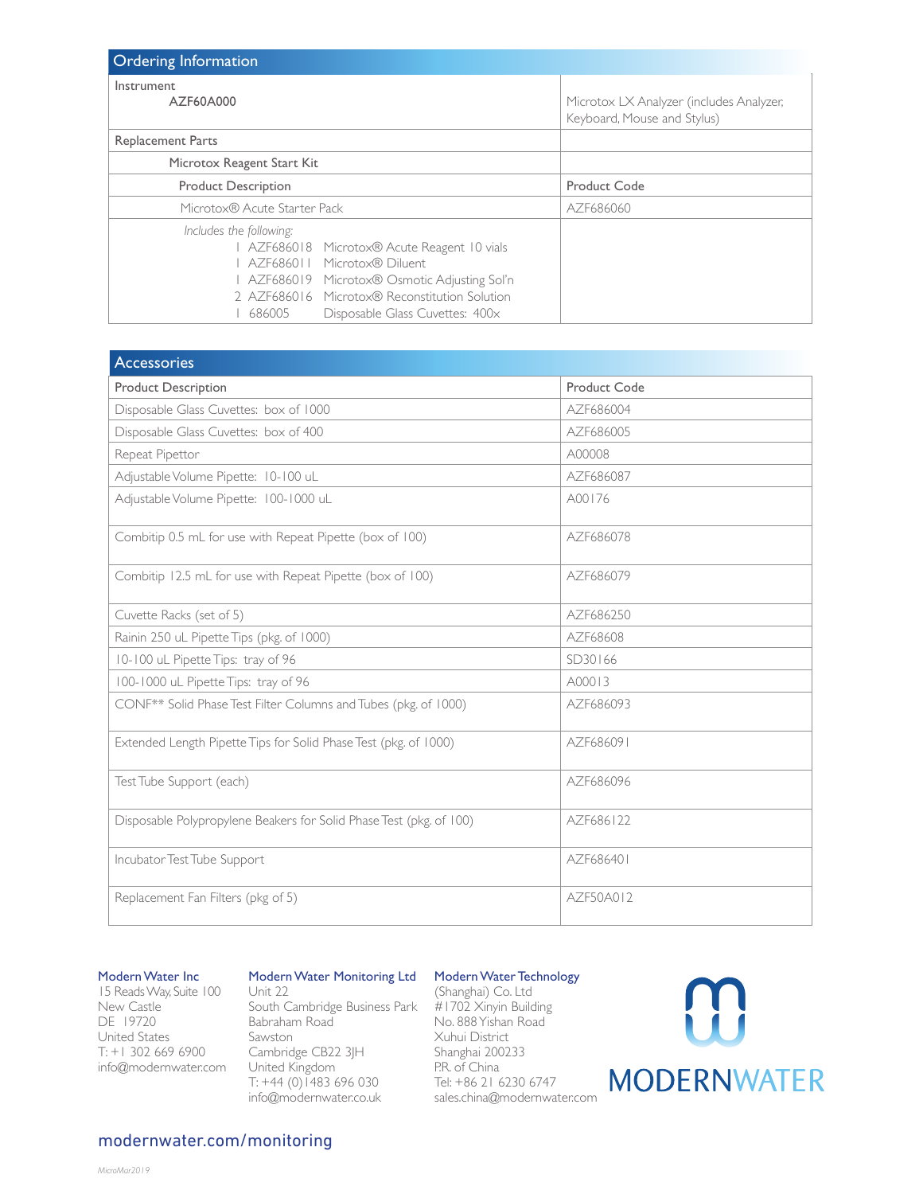## Ordering Information

| | |
|---|---|
| Instrument<br>AZF60A000 | Microtox LX Analyzer (includes Analyzer, Keyboard, Mouse and Stylus) |
| Replacement Parts | |
| Microtox Reagent Start Kit | |
| Product Description | Product Code |
| Microtox® Acute Starter Pack | AZF686060 |
| *Includes the following:*<br>1 AZF686018 Microtox® Acute Reagent 10 vials<br>1 AZF686011 Microtox® Diluent<br>1 AZF686019 Microtox® Osmotic Adjusting Sol'n<br>2 AZF686016 Microtox® Reconstitution Solution<br>1 686005 Disposable Glass Cuvettes: 400x | |

## Accessories

| Product Description | Product Code |
|---|---|
| Disposable Glass Cuvettes: box of 1000 | AZF686004 |
| Disposable Glass Cuvettes: box of 400 | AZF686005 |
| Repeat Pipettor | A00008 |
| Adjustable Volume Pipette: 10-100 uL | AZF686087 |
| Adjustable Volume Pipette: 100-1000 uL | A00176 |
| Combitip 0.5 mL for use with Repeat Pipette (box of 100) | AZF686078 |
| Combitip 12.5 mL for use with Repeat Pipette (box of 100) | AZF686079 |
| Cuvette Racks (set of 5) | AZF686250 |
| Rainin 250 uL Pipette Tips (pkg. of 1000) | AZF68608 |
| 10-100 uL Pipette Tips: tray of 96 | SD30166 |
| 100-1000 uL Pipette Tips: tray of 96 | A00013 |
| CONF** Solid Phase Test Filter Columns and Tubes (pkg. of 1000) | AZF686093 |
| Extended Length Pipette Tips for Solid Phase Test (pkg. of 1000) | AZF686091 |
| Test Tube Support (each) | AZF686096 |
| Disposable Polypropylene Beakers for Solid Phase Test (pkg. of 100) | AZF686122 |
| Incubator Test Tube Support | AZF686401 |
| Replacement Fan Filters (pkg of 5) | AZF50A012 |

**Modern Water Inc**
15 Reads Way, Suite 100
New Castle
DE 19720
United States
T: +1 302 669 6900
info@modernwater.com

**Modern Water Monitoring Ltd**
Unit 22
South Cambridge Business Park
Babraham Road
Sawston
Cambridge CB22 3JH
United Kingdom
T: +44 (0)1483 696 030
info@modernwater.co.uk

**Modern Water Technology**
(Shanghai) Co. Ltd
#1702 Xinyin Building
No. 888 Yishan Road
Xuhui District
Shanghai 200233
P.R. of China
Tel: +86 21 6230 6747
sales.china@modernwater.com

MODERNWATER

modernwater.com/monitoring

*MicroMar2019*